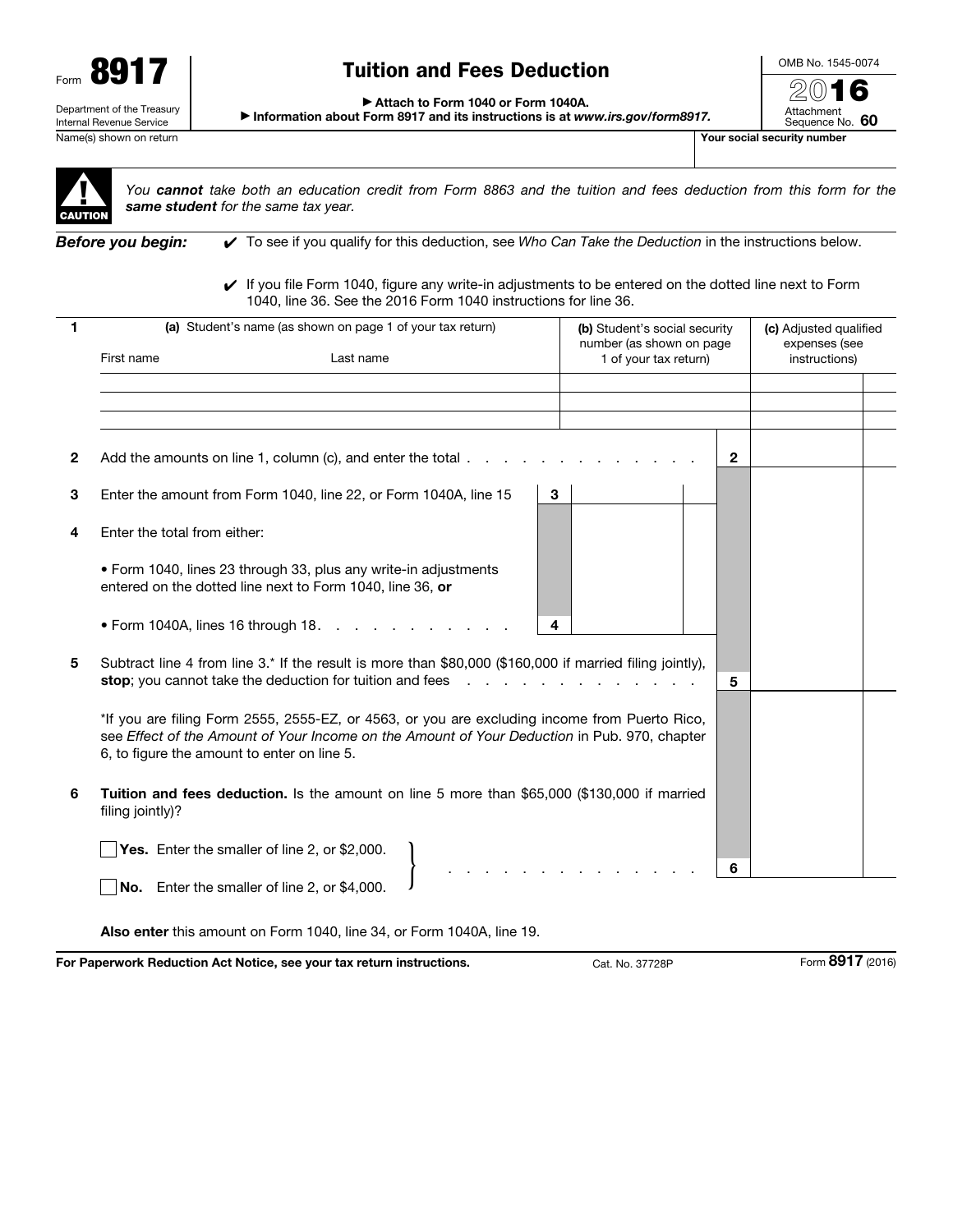Form **8917**

Department of the Treasury
Internal Revenue Service

# Tuition and Fees Deduction

▶ Attach to Form 1040 or Form 1040A.
▶ Information about Form 8917 and its instructions is at *www.irs.gov/form8917.*

OMB No. 1545-0074
2016
Attachment Sequence No. 60

Name(s) shown on return | Your social security number

**CAUTION** *You **cannot** take both an education credit from Form 8863 and the tuition and fees deduction from this form for the **same student** for the same tax year.*

***Before you begin:***

- ✔ To see if you qualify for this deduction, see *Who Can Take the Deduction* in the instructions below.
- ✔ If you file Form 1040, figure any write-in adjustments to be entered on the dotted line next to Form 1040, line 36. See the 2016 Form 1040 instructions for line 36.

| 1 | (a) Student's name (as shown on page 1 of your tax return) First name | Last name | (b) Student's social security number (as shown on page 1 of your tax return) | (c) Adjusted qualified expenses (see instructions) |
|---|---|---|---|---|
| | | | | |
| | | | | |
| | | | | |

**2** Add the amounts on line 1, column (c), and enter the total . . . . . . . . . . . . . . **2** ______

**3** Enter the amount from Form 1040, line 22, or Form 1040A, line 15 **3** ______

**4** Enter the total from either:

- Form 1040, lines 23 through 33, plus any write-in adjustments entered on the dotted line next to Form 1040, line 36, **or**
- Form 1040A, lines 16 through 18 . . . . . . . . . . **4** ______

**5** Subtract line 4 from line 3.* If the result is more than $80,000 ($160,000 if married filing jointly), **stop**; you cannot take the deduction for tuition and fees . . . . . . . . . . . . . . **5** ______

*If you are filing Form 2555, 2555-EZ, or 4563, or you are excluding income from Puerto Rico, see *Effect of the Amount of Your Income on the Amount of Your Deduction* in Pub. 970, chapter 6, to figure the amount to enter on line 5.

**6** **Tuition and fees deduction.** Is the amount on line 5 more than $65,000 ($130,000 if married filing jointly)?

☐ **Yes.** Enter the smaller of line 2, or $2,000.
☐ **No.** Enter the smaller of line 2, or $4,000. } . . . . . . . . . . . . . . **6** ______

**Also enter** this amount on Form 1040, line 34, or Form 1040A, line 19.

**For Paperwork Reduction Act Notice, see your tax return instructions.** Cat. No. 37728P Form **8917** (2016)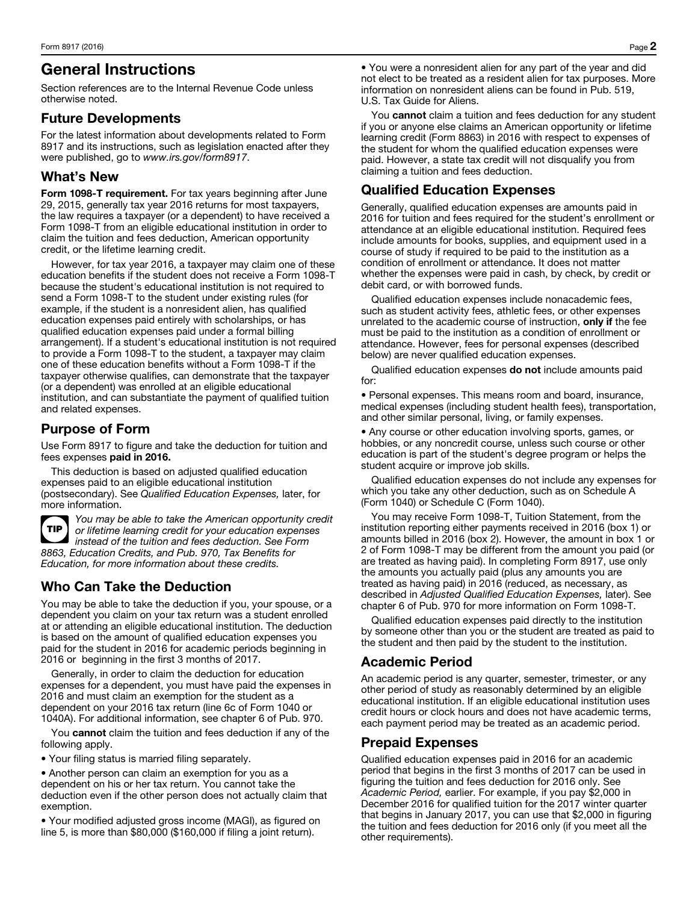# General Instructions

Section references are to the Internal Revenue Code unless otherwise noted.

## Future Developments

For the latest information about developments related to Form 8917 and its instructions, such as legislation enacted after they were published, go to *www.irs.gov/form8917*.

## What's New

**Form 1098-T requirement.** For tax years beginning after June 29, 2015, generally tax year 2016 returns for most taxpayers, the law requires a taxpayer (or a dependent) to have received a Form 1098-T from an eligible educational institution in order to claim the tuition and fees deduction, American opportunity credit, or the lifetime learning credit.

However, for tax year 2016, a taxpayer may claim one of these education benefits if the student does not receive a Form 1098-T because the student's educational institution is not required to send a Form 1098-T to the student under existing rules (for example, if the student is a nonresident alien, has qualified education expenses paid entirely with scholarships, or has qualified education expenses paid under a formal billing arrangement). If a student's educational institution is not required to provide a Form 1098-T to the student, a taxpayer may claim one of these education benefits without a Form 1098-T if the taxpayer otherwise qualifies, can demonstrate that the taxpayer (or a dependent) was enrolled at an eligible educational institution, and can substantiate the payment of qualified tuition and related expenses.

## Purpose of Form

Use Form 8917 to figure and take the deduction for tuition and fees expenses **paid in 2016.**

This deduction is based on adjusted qualified education expenses paid to an eligible educational institution (postsecondary). See *Qualified Education Expenses,* later, for more information.

**TIP** *You may be able to take the American opportunity credit or lifetime learning credit for your education expenses instead of the tuition and fees deduction. See Form 8863, Education Credits, and Pub. 970, Tax Benefits for Education, for more information about these credits.*

## Who Can Take the Deduction

You may be able to take the deduction if you, your spouse, or a dependent you claim on your tax return was a student enrolled at or attending an eligible educational institution. The deduction is based on the amount of qualified education expenses you paid for the student in 2016 for academic periods beginning in 2016 or beginning in the first 3 months of 2017.

Generally, in order to claim the deduction for education expenses for a dependent, you must have paid the expenses in 2016 and must claim an exemption for the student as a dependent on your 2016 tax return (line 6c of Form 1040 or 1040A). For additional information, see chapter 6 of Pub. 970.

You **cannot** claim the tuition and fees deduction if any of the following apply.

- Your filing status is married filing separately.
- Another person can claim an exemption for you as a dependent on his or her tax return. You cannot take the deduction even if the other person does not actually claim that exemption.
- Your modified adjusted gross income (MAGI), as figured on line 5, is more than $80,000 ($160,000 if filing a joint return).
- You were a nonresident alien for any part of the year and did not elect to be treated as a resident alien for tax purposes. More information on nonresident aliens can be found in Pub. 519, U.S. Tax Guide for Aliens.

You **cannot** claim a tuition and fees deduction for any student if you or anyone else claims an American opportunity or lifetime learning credit (Form 8863) in 2016 with respect to expenses of the student for whom the qualified education expenses were paid. However, a state tax credit will not disqualify you from claiming a tuition and fees deduction.

## Qualified Education Expenses

Generally, qualified education expenses are amounts paid in 2016 for tuition and fees required for the student's enrollment or attendance at an eligible educational institution. Required fees include amounts for books, supplies, and equipment used in a course of study if required to be paid to the institution as a condition of enrollment or attendance. It does not matter whether the expenses were paid in cash, by check, by credit or debit card, or with borrowed funds.

Qualified education expenses include nonacademic fees, such as student activity fees, athletic fees, or other expenses unrelated to the academic course of instruction, **only if** the fee must be paid to the institution as a condition of enrollment or attendance. However, fees for personal expenses (described below) are never qualified education expenses.

Qualified education expenses **do not** include amounts paid for:

- Personal expenses. This means room and board, insurance, medical expenses (including student health fees), transportation, and other similar personal, living, or family expenses.
- Any course or other education involving sports, games, or hobbies, or any noncredit course, unless such course or other education is part of the student's degree program or helps the student acquire or improve job skills.

Qualified education expenses do not include any expenses for which you take any other deduction, such as on Schedule A (Form 1040) or Schedule C (Form 1040).

You may receive Form 1098-T, Tuition Statement, from the institution reporting either payments received in 2016 (box 1) or amounts billed in 2016 (box 2). However, the amount in box 1 or 2 of Form 1098-T may be different from the amount you paid (or are treated as having paid). In completing Form 8917, use only the amounts you actually paid (plus any amounts you are treated as having paid) in 2016 (reduced, as necessary, as described in *Adjusted Qualified Education Expenses,* later). See chapter 6 of Pub. 970 for more information on Form 1098-T.

Qualified education expenses paid directly to the institution by someone other than you or the student are treated as paid to the student and then paid by the student to the institution.

## Academic Period

An academic period is any quarter, semester, trimester, or any other period of study as reasonably determined by an eligible educational institution. If an eligible educational institution uses credit hours or clock hours and does not have academic terms, each payment period may be treated as an academic period.

## Prepaid Expenses

Qualified education expenses paid in 2016 for an academic period that begins in the first 3 months of 2017 can be used in figuring the tuition and fees deduction for 2016 only. See *Academic Period,* earlier. For example, if you pay $2,000 in December 2016 for qualified tuition for the 2017 winter quarter that begins in January 2017, you can use that $2,000 in figuring the tuition and fees deduction for 2016 only (if you meet all the other requirements).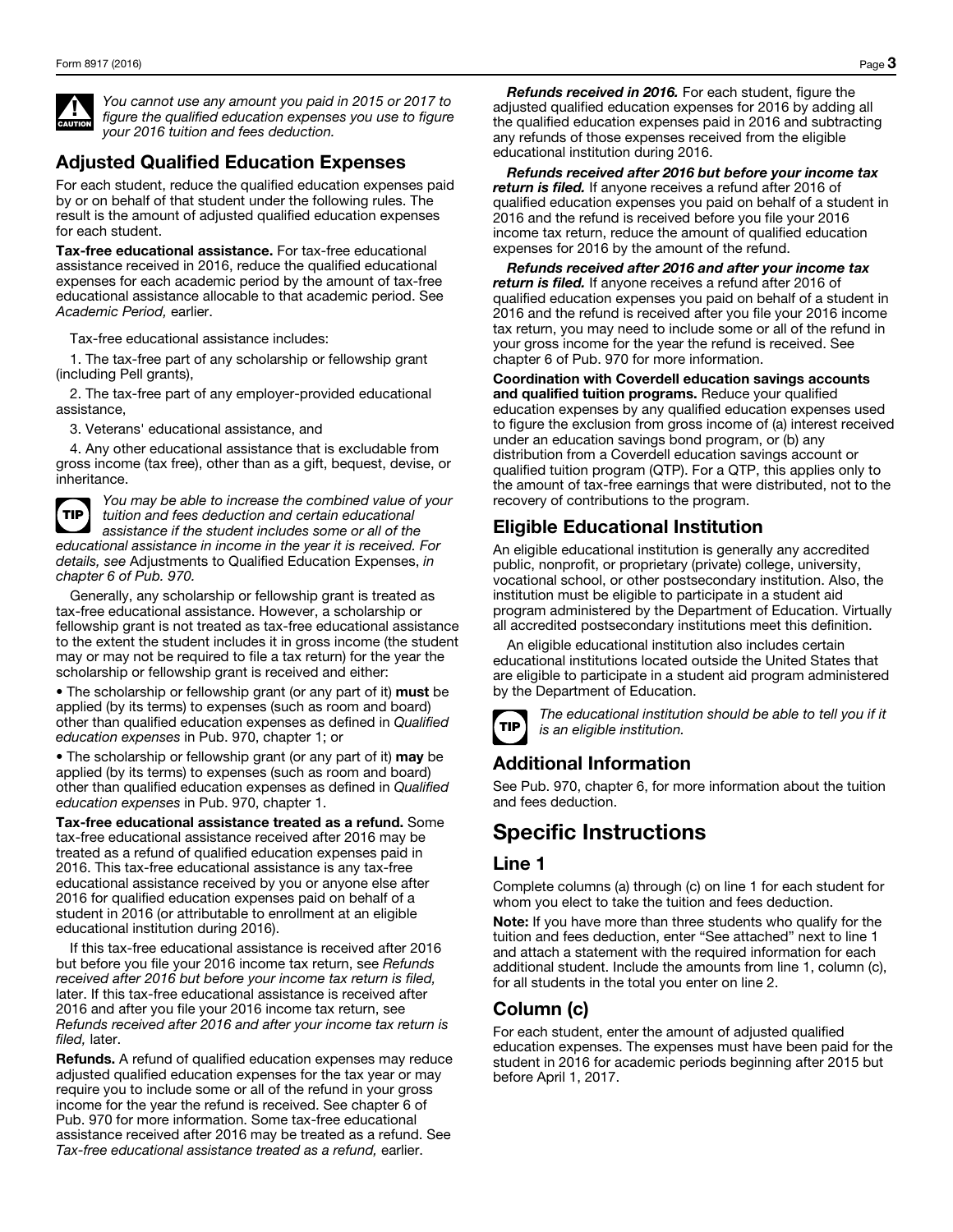**CAUTION:** *You cannot use any amount you paid in 2015 or 2017 to figure the qualified education expenses you use to figure your 2016 tuition and fees deduction.*

## Adjusted Qualified Education Expenses

For each student, reduce the qualified education expenses paid by or on behalf of that student under the following rules. The result is the amount of adjusted qualified education expenses for each student.

**Tax-free educational assistance.** For tax-free educational assistance received in 2016, reduce the qualified educational expenses for each academic period by the amount of tax-free educational assistance allocable to that academic period. See *Academic Period,* earlier.

Tax-free educational assistance includes:

1. The tax-free part of any scholarship or fellowship grant (including Pell grants),

2. The tax-free part of any employer-provided educational assistance,

3. Veterans' educational assistance, and

4. Any other educational assistance that is excludable from gross income (tax free), other than as a gift, bequest, devise, or inheritance.

**TIP:** *You may be able to increase the combined value of your tuition and fees deduction and certain educational assistance if the student includes some or all of the educational assistance in income in the year it is received. For details, see* Adjustments to Qualified Education Expenses, *in chapter 6 of Pub. 970.*

Generally, any scholarship or fellowship grant is treated as tax-free educational assistance. However, a scholarship or fellowship grant is not treated as tax-free educational assistance to the extent the student includes it in gross income (the student may or may not be required to file a tax return) for the year the scholarship or fellowship grant is received and either:

- The scholarship or fellowship grant (or any part of it) **must** be applied (by its terms) to expenses (such as room and board) other than qualified education expenses as defined in *Qualified education expenses* in Pub. 970, chapter 1; or
- The scholarship or fellowship grant (or any part of it) **may** be applied (by its terms) to expenses (such as room and board) other than qualified education expenses as defined in *Qualified education expenses* in Pub. 970, chapter 1.

**Tax-free educational assistance treated as a refund.** Some tax-free educational assistance received after 2016 may be treated as a refund of qualified education expenses paid in 2016. This tax-free educational assistance is any tax-free educational assistance received by you or anyone else after 2016 for qualified education expenses paid on behalf of a student in 2016 (or attributable to enrollment at an eligible educational institution during 2016).

If this tax-free educational assistance is received after 2016 but before you file your 2016 income tax return, see *Refunds received after 2016 but before your income tax return is filed,* later. If this tax-free educational assistance is received after 2016 and after you file your 2016 income tax return, see *Refunds received after 2016 and after your income tax return is filed,* later.

**Refunds.** A refund of qualified education expenses may reduce adjusted qualified education expenses for the tax year or may require you to include some or all of the refund in your gross income for the year the refund is received. See chapter 6 of Pub. 970 for more information. Some tax-free educational assistance received after 2016 may be treated as a refund. See *Tax-free educational assistance treated as a refund,* earlier.

***Refunds received in 2016.*** For each student, figure the adjusted qualified education expenses for 2016 by adding all the qualified education expenses paid in 2016 and subtracting any refunds of those expenses received from the eligible educational institution during 2016.

***Refunds received after 2016 but before your income tax return is filed.*** If anyone receives a refund after 2016 of qualified education expenses you paid on behalf of a student in 2016 and the refund is received before you file your 2016 income tax return, reduce the amount of qualified education expenses for 2016 by the amount of the refund.

***Refunds received after 2016 and after your income tax return is filed.*** If anyone receives a refund after 2016 of qualified education expenses you paid on behalf of a student in 2016 and the refund is received after you file your 2016 income tax return, you may need to include some or all of the refund in your gross income for the year the refund is received. See chapter 6 of Pub. 970 for more information.

**Coordination with Coverdell education savings accounts and qualified tuition programs.** Reduce your qualified education expenses by any qualified education expenses used to figure the exclusion from gross income of (a) interest received under an education savings bond program, or (b) any distribution from a Coverdell education savings account or qualified tuition program (QTP). For a QTP, this applies only to the amount of tax-free earnings that were distributed, not to the recovery of contributions to the program.

## Eligible Educational Institution

An eligible educational institution is generally any accredited public, nonprofit, or proprietary (private) college, university, vocational school, or other postsecondary institution. Also, the institution must be eligible to participate in a student aid program administered by the Department of Education. Virtually all accredited postsecondary institutions meet this definition.

An eligible educational institution also includes certain educational institutions located outside the United States that are eligible to participate in a student aid program administered by the Department of Education.

**TIP:** *The educational institution should be able to tell you if it is an eligible institution.*

## Additional Information

See Pub. 970, chapter 6, for more information about the tuition and fees deduction.

# Specific Instructions

## Line 1

Complete columns (a) through (c) on line 1 for each student for whom you elect to take the tuition and fees deduction.

**Note:** If you have more than three students who qualify for the tuition and fees deduction, enter "See attached" next to line 1 and attach a statement with the required information for each additional student. Include the amounts from line 1, column (c), for all students in the total you enter on line 2.

## Column (c)

For each student, enter the amount of adjusted qualified education expenses. The expenses must have been paid for the student in 2016 for academic periods beginning after 2015 but before April 1, 2017.